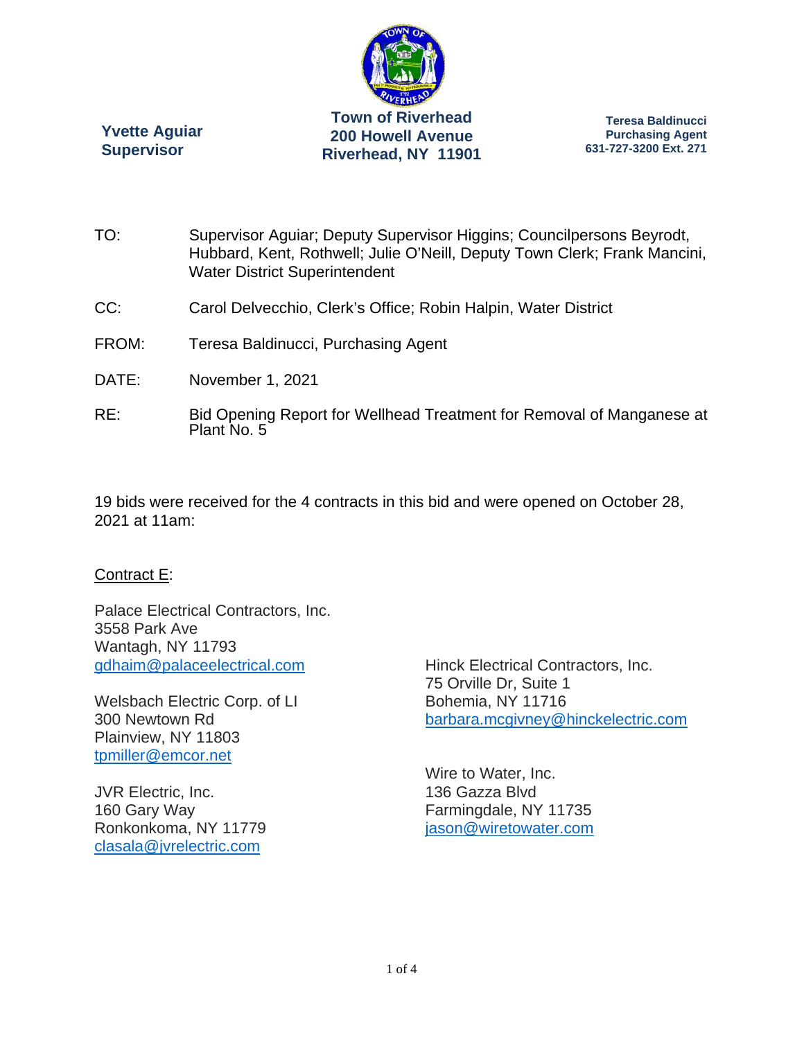**Yvette Aguiar**
**Supervisor**

**Town of Riverhead**
**200 Howell Avenue**
**Riverhead, NY 11901**

**Teresa Baldinucci**
**Purchasing Agent**
**631-727-3200 Ext. 271**

TO: Supervisor Aguiar; Deputy Supervisor Higgins; Councilpersons Beyrodt, Hubbard, Kent, Rothwell; Julie O'Neill, Deputy Town Clerk; Frank Mancini, Water District Superintendent

CC: Carol Delvecchio, Clerk's Office; Robin Halpin, Water District

FROM: Teresa Baldinucci, Purchasing Agent

DATE: November 1, 2021

RE: Bid Opening Report for Wellhead Treatment for Removal of Manganese at Plant No. 5

19 bids were received for the 4 contracts in this bid and were opened on October 28, 2021 at 11am:

Contract E:

Palace Electrical Contractors, Inc.
3558 Park Ave
Wantagh, NY 11793
gdhaim@palaceelectrical.com

Welsbach Electric Corp. of LI
300 Newtown Rd
Plainview, NY 11803
tpmiller@emcor.net

JVR Electric, Inc.
160 Gary Way
Ronkonkoma, NY 11779
clasala@jvrelectric.com

Hinck Electrical Contractors, Inc.
75 Orville Dr, Suite 1
Bohemia, NY 11716
barbara.mcgivney@hinckelectric.com

Wire to Water, Inc.
136 Gazza Blvd
Farmingdale, NY 11735
jason@wiretowater.com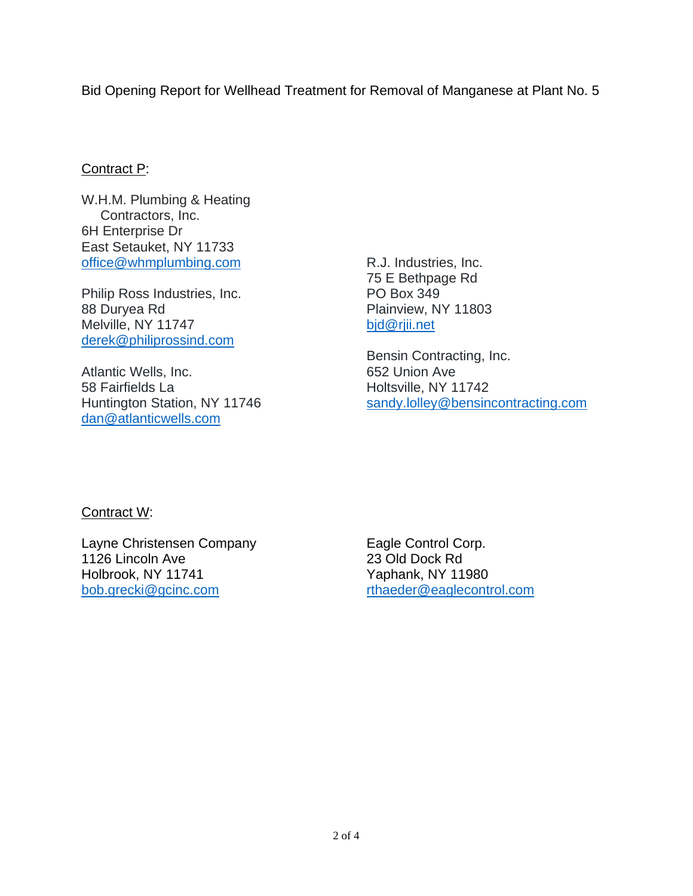Bid Opening Report for Wellhead Treatment for Removal of Manganese at Plant No. 5

Contract P:

W.H.M. Plumbing & Heating
Contractors, Inc.
6H Enterprise Dr
East Setauket, NY 11733
office@whmplumbing.com

Philip Ross Industries, Inc.
88 Duryea Rd
Melville, NY 11747
derek@philiprossind.com

Atlantic Wells, Inc.
58 Fairfields La
Huntington Station, NY 11746
dan@atlanticwells.com

R.J. Industries, Inc.
75 E Bethpage Rd
PO Box 349
Plainview, NY 11803
bjd@rjii.net

Bensin Contracting, Inc.
652 Union Ave
Holtsville, NY 11742
sandy.lolley@bensincontracting.com

Contract W:

Layne Christensen Company
1126 Lincoln Ave
Holbrook, NY 11741
bob.grecki@gcinc.com

Eagle Control Corp.
23 Old Dock Rd
Yaphank, NY 11980
rthaeder@eaglecontrol.com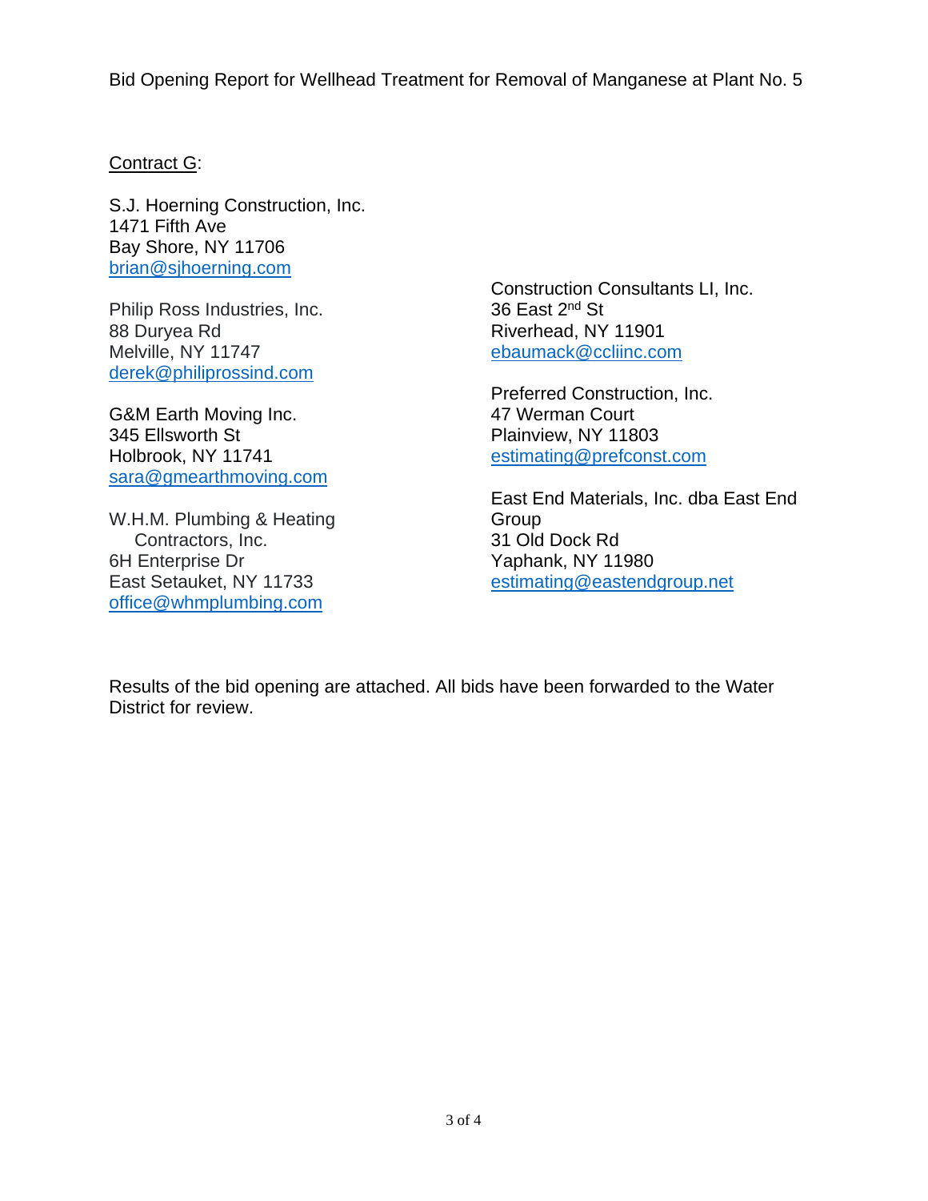Bid Opening Report for Wellhead Treatment for Removal of Manganese at Plant No. 5

Contract G:

S.J. Hoerning Construction, Inc.
1471 Fifth Ave
Bay Shore, NY 11706
brian@sjhoerning.com

Philip Ross Industries, Inc.
88 Duryea Rd
Melville, NY 11747
derek@philiprossind.com

G&M Earth Moving Inc.
345 Ellsworth St
Holbrook, NY 11741
sara@gmearthmoving.com

W.H.M. Plumbing & Heating
Contractors, Inc.
6H Enterprise Dr
East Setauket, NY 11733
office@whmplumbing.com

Construction Consultants LI, Inc.
36 East 2nd St
Riverhead, NY 11901
ebaumack@ccliinc.com

Preferred Construction, Inc.
47 Werman Court
Plainview, NY 11803
estimating@prefconst.com

East End Materials, Inc. dba East End Group
31 Old Dock Rd
Yaphank, NY 11980
estimating@eastendgroup.net

Results of the bid opening are attached. All bids have been forwarded to the Water District for review.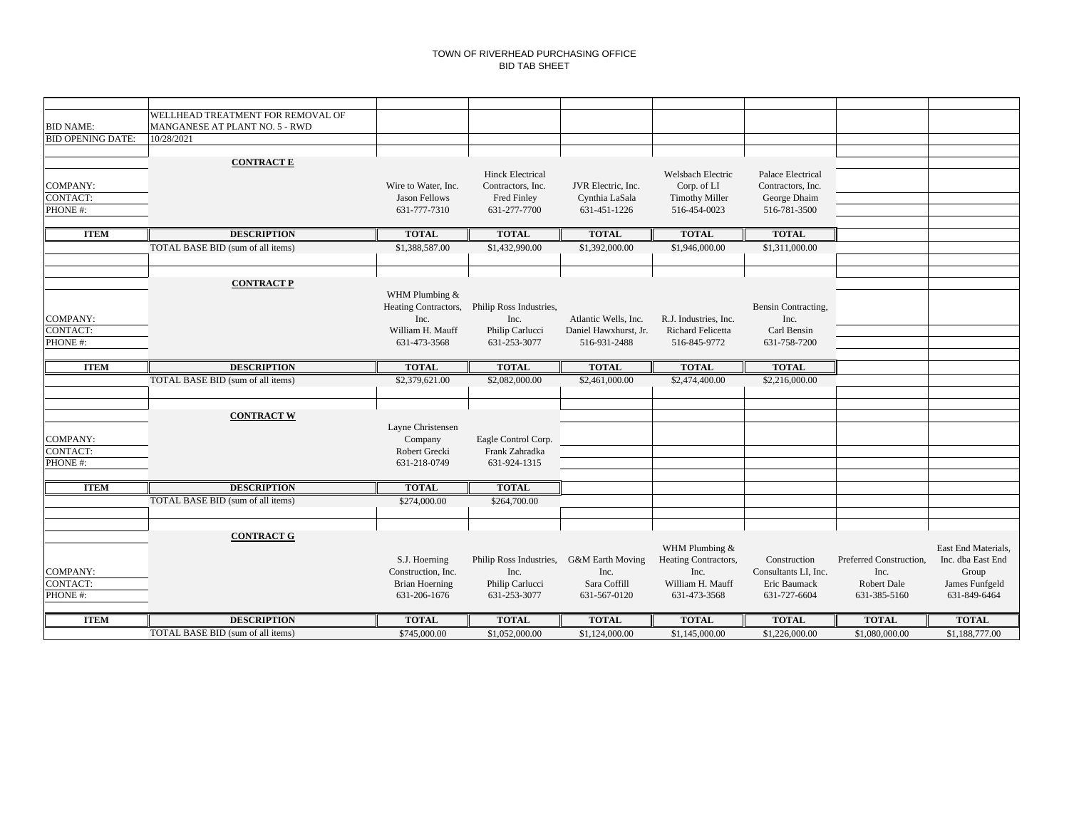TOWN OF RIVERHEAD PURCHASING OFFICE
BID TAB SHEET

| | | | | | | | | |
|---|---|---|---|---|---|---|---|---|
| BID NAME: | WELLHEAD TREATMENT FOR REMOVAL OF MANGANESE AT PLANT NO. 5 - RWD | | | | | | | |
| BID OPENING DATE: | 10/28/2021 | | | | | | | |
| | **CONTRACT E** | | | | | | | |
| COMPANY: | | Wire to Water, Inc. | Hinck Electrical Contractors, Inc. | JVR Electric, Inc. | Welsbach Electric Corp. of LI | Palace Electrical Contractors, Inc. | | |
| CONTACT: | | Jason Fellows | Fred Finley | Cynthia LaSala | Timothy Miller | George Dhaim | | |
| PHONE #: | | 631-777-7310 | 631-277-7700 | 631-451-1226 | 516-454-0023 | 516-781-3500 | | |
| **ITEM** | **DESCRIPTION** | **TOTAL** | **TOTAL** | **TOTAL** | **TOTAL** | **TOTAL** | | |
| | TOTAL BASE BID (sum of all items) | $1,388,587.00 | $1,432,990.00 | $1,392,000.00 | $1,946,000.00 | $1,311,000.00 | | |
| | **CONTRACT P** | | | | | | | |
| COMPANY: | | WHM Plumbing & Heating Contractors, Inc. | Philip Ross Industries, Inc. | Atlantic Wells, Inc. | R.J. Industries, Inc. | Bensin Contracting, Inc. | | |
| CONTACT: | | William H. Mauff | Philip Carlucci | Daniel Hawxhurst, Jr. | Richard Felicetta | Carl Bensin | | |
| PHONE #: | | 631-473-3568 | 631-253-3077 | 516-931-2488 | 516-845-9772 | 631-758-7200 | | |
| **ITEM** | **DESCRIPTION** | **TOTAL** | **TOTAL** | **TOTAL** | **TOTAL** | **TOTAL** | | |
| | TOTAL BASE BID (sum of all items) | $2,379,621.00 | $2,082,000.00 | $2,461,000.00 | $2,474,400.00 | $2,216,000.00 | | |
| | **CONTRACT W** | | | | | | | |
| COMPANY: | | Layne Christensen Company | Eagle Control Corp. | | | | | |
| CONTACT: | | Robert Grecki | Frank Zahradka | | | | | |
| PHONE #: | | 631-218-0749 | 631-924-1315 | | | | | |
| **ITEM** | **DESCRIPTION** | **TOTAL** | **TOTAL** | | | | | |
| | TOTAL BASE BID (sum of all items) | $274,000.00 | $264,700.00 | | | | | |
| | **CONTRACT G** | | | | | | | |
| COMPANY: | | S.J. Hoerning Construction, Inc. | Philip Ross Industries, Inc. | G&M Earth Moving Inc. | WHM Plumbing & Heating Contractors, Inc. | Construction Consultants LI, Inc. | Preferred Construction, Inc. | East End Materials, Inc. dba East End Group |
| CONTACT: | | Brian Hoerning | Philip Carlucci | Sara Coffill | William H. Mauff | Eric Baumack | Robert Dale | James Funfgeld |
| PHONE #: | | 631-206-1676 | 631-253-3077 | 631-567-0120 | 631-473-3568 | 631-727-6604 | 631-385-5160 | 631-849-6464 |
| **ITEM** | **DESCRIPTION** | **TOTAL** | **TOTAL** | **TOTAL** | **TOTAL** | **TOTAL** | **TOTAL** | **TOTAL** |
| | TOTAL BASE BID (sum of all items) | $745,000.00 | $1,052,000.00 | $1,124,000.00 | $1,145,000.00 | $1,226,000.00 | $1,080,000.00 | $1,188,777.00 |